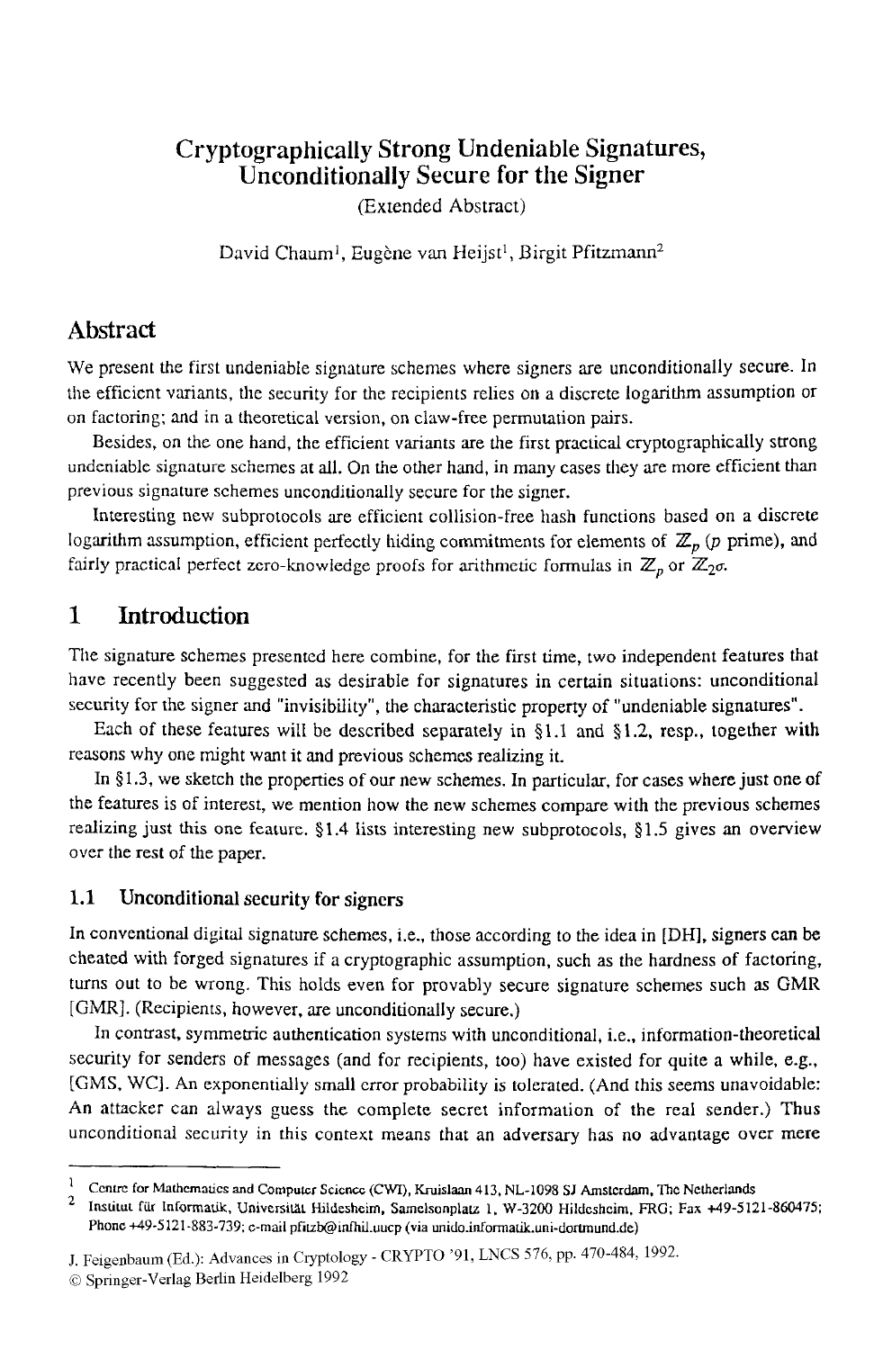# Cryptographically Strong Undeniable Signatures, Unconditionally Secure for the Signer

(Extended Abstract)

David Chaum[1], Eugène van Heijst[1], Birgit Pfitzmann[2]

## Abstract

We present the first undeniable signature schemes where signers are unconditionally secure. In the efficient variants, the security for the recipients relies on a discrete logarithm assumption or on factoring; and in a theoretical version, on claw-free permutation pairs.

Besides, on the one hand, the efficient variants are the first practical cryptographically strong undeniable signature schemes at all. On the other hand, in many cases they are more efficient than previous signature schemes unconditionally secure for the signer.

Interesting new subprotocols are efficient collision-free hash functions based on a discrete logarithm assumption, efficient perfectly hiding commitments for elements of $\mathbb{Z}_p$ ($p$ prime), and fairly practical perfect zero-knowledge proofs for arithmetic formulas in $\mathbb{Z}_p$ or $\mathbb{Z}_{2^\sigma}$.

## 1 Introduction

The signature schemes presented here combine, for the first time, two independent features that have recently been suggested as desirable for signatures in certain situations: unconditional security for the signer and "invisibility", the characteristic property of "undeniable signatures".

Each of these features will be described separately in §1.1 and §1.2, resp., together with reasons why one might want it and previous schemes realizing it.

In §1.3, we sketch the properties of our new schemes. In particular, for cases where just one of the features is of interest, we mention how the new schemes compare with the previous schemes realizing just this one feature. §1.4 lists interesting new subprotocols, §1.5 gives an overview over the rest of the paper.

### 1.1 Unconditional security for signers

In conventional digital signature schemes, i.e., those according to the idea in [DH], signers can be cheated with forged signatures if a cryptographic assumption, such as the hardness of factoring, turns out to be wrong. This holds even for provably secure signature schemes such as GMR [GMR]. (Recipients, however, are unconditionally secure.)

In contrast, symmetric authentication systems with unconditional, i.e., information-theoretical security for senders of messages (and for recipients, too) have existed for quite a while, e.g., [GMS, WC]. An exponentially small error probability is tolerated. (And this seems unavoidable: An attacker can always guess the complete secret information of the real sender.) Thus unconditional security in this context means that an adversary has no advantage over mere

---

[1] Centre for Mathematics and Computer Science (CWI), Kruislaan 413, NL-1098 SJ Amsterdam, The Netherlands

[2] Institut für Informatik, Universität Hildesheim, Samelsonplatz 1, W-3200 Hildesheim, FRG; Fax +49-5121-860475; Phone +49-5121-883-739; e-mail pfitzb@infhil.uucp (via unido.informatik.uni-dortmund.de)

J. Feigenbaum (Ed.): Advances in Cryptology - CRYPTO '91, LNCS 576, pp. 470-484, 1992.
© Springer-Verlag Berlin Heidelberg 1992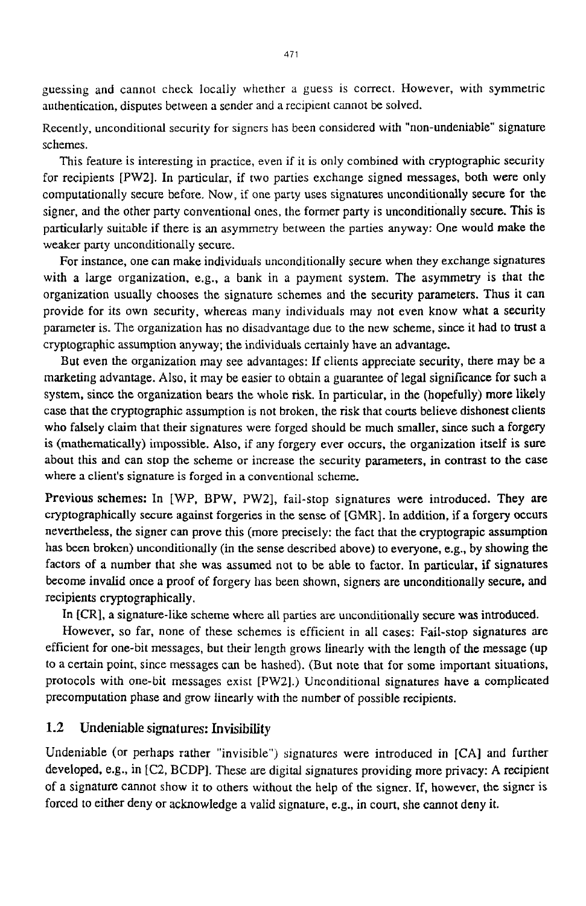guessing and cannot check locally whether a guess is correct. However, with symmetric authentication, disputes between a sender and a recipient cannot be solved.

Recently, unconditional security for signers has been considered with "non-undeniable" signature schemes.

This feature is interesting in practice, even if it is only combined with cryptographic security for recipients [PW2]. In particular, if two parties exchange signed messages, both were only computationally secure before. Now, if one party uses signatures unconditionally secure for the signer, and the other party conventional ones, the former party is unconditionally secure. This is particularly suitable if there is an asymmetry between the parties anyway: One would make the weaker party unconditionally secure.

For instance, one can make individuals unconditionally secure when they exchange signatures with a large organization, e.g., a bank in a payment system. The asymmetry is that the organization usually chooses the signature schemes and the security parameters. Thus it can provide for its own security, whereas many individuals may not even know what a security parameter is. The organization has no disadvantage due to the new scheme, since it had to trust a cryptographic assumption anyway; the individuals certainly have an advantage.

But even the organization may see advantages: If clients appreciate security, there may be a marketing advantage. Also, it may be easier to obtain a guarantee of legal significance for such a system, since the organization bears the whole risk. In particular, in the (hopefully) more likely case that the cryptographic assumption is not broken, the risk that courts believe dishonest clients who falsely claim that their signatures were forged should be much smaller, since such a forgery is (mathematically) impossible. Also, if any forgery ever occurs, the organization itself is sure about this and can stop the scheme or increase the security parameters, in contrast to the case where a client's signature is forged in a conventional scheme.

**Previous schemes:** In [WP, BPW, PW2], fail-stop signatures were introduced. They are cryptographically secure against forgeries in the sense of [GMR]. In addition, if a forgery occurs nevertheless, the signer can prove this (more precisely: the fact that the cryptograpic assumption has been broken) unconditionally (in the sense described above) to everyone, e.g., by showing the factors of a number that she was assumed not to be able to factor. In particular, if signatures become invalid once a proof of forgery has been shown, signers are unconditionally secure, and recipients cryptographically.

In [CR], a signature-like scheme where all parties are unconditionally secure was introduced.

However, so far, none of these schemes is efficient in all cases: Fail-stop signatures are efficient for one-bit messages, but their length grows linearly with the length of the message (up to a certain point, since messages can be hashed). (But note that for some important situations, protocols with one-bit messages exist [PW2].) Unconditional signatures have a complicated precomputation phase and grow linearly with the number of possible recipients.

## 1.2 Undeniable signatures: Invisibility

Undeniable (or perhaps rather "invisible") signatures were introduced in [CA] and further developed, e.g., in [C2, BCDP]. These are digital signatures providing more privacy: A recipient of a signature cannot show it to others without the help of the signer. If, however, the signer is forced to either deny or acknowledge a valid signature, e.g., in court, she cannot deny it.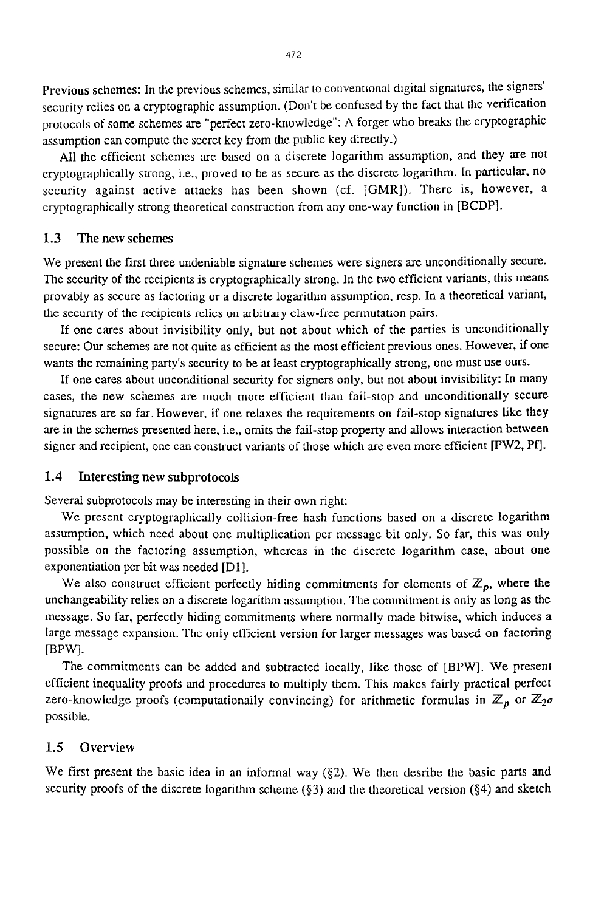**Previous schemes:** In the previous schemes, similar to conventional digital signatures, the signers' security relies on a cryptographic assumption. (Don't be confused by the fact that the verification protocols of some schemes are "perfect zero-knowledge": A forger who breaks the cryptographic assumption can compute the secret key from the public key directly.)

All the efficient schemes are based on a discrete logarithm assumption, and they are not cryptographically strong, i.e., proved to be as secure as the discrete logarithm. In particular, no security against active attacks has been shown (cf. [GMR]). There is, however, a cryptographically strong theoretical construction from any one-way function in [BCDP].

## 1.3 The new schemes

We present the first three undeniable signature schemes were signers are unconditionally secure. The security of the recipients is cryptographically strong. In the two efficient variants, this means provably as secure as factoring or a discrete logarithm assumption, resp. In a theoretical variant, the security of the recipients relies on arbitrary claw-free permutation pairs.

If one cares about invisibility only, but not about which of the parties is unconditionally secure: Our schemes are not quite as efficient as the most efficient previous ones. However, if one wants the remaining party's security to be at least cryptographically strong, one must use ours.

If one cares about unconditional security for signers only, but not about invisibility: In many cases, the new schemes are much more efficient than fail-stop and unconditionally secure signatures are so far. However, if one relaxes the requirements on fail-stop signatures like they are in the schemes presented here, i.e., omits the fail-stop property and allows interaction between signer and recipient, one can construct variants of those which are even more efficient [PW2, Pf].

## 1.4 Interesting new subprotocols

Several subprotocols may be interesting in their own right:

We present cryptographically collision-free hash functions based on a discrete logarithm assumption, which need about one multiplication per message bit only. So far, this was only possible on the factoring assumption, whereas in the discrete logarithm case, about one exponentiation per bit was needed [D1].

We also construct efficient perfectly hiding commitments for elements of $\mathbb{Z}_p$, where the unchangeability relies on a discrete logarithm assumption. The commitment is only as long as the message. So far, perfectly hiding commitments where normally made bitwise, which induces a large message expansion. The only efficient version for larger messages was based on factoring [BPW].

The commitments can be added and subtracted locally, like those of [BPW]. We present efficient inequality proofs and procedures to multiply them. This makes fairly practical perfect zero-knowledge proofs (computationally convincing) for arithmetic formulas in $\mathbb{Z}_p$ or $\mathbb{Z}_{2^\sigma}$ possible.

## 1.5 Overview

We first present the basic idea in an informal way (§2). We then desribe the basic parts and security proofs of the discrete logarithm scheme (§3) and the theoretical version (§4) and sketch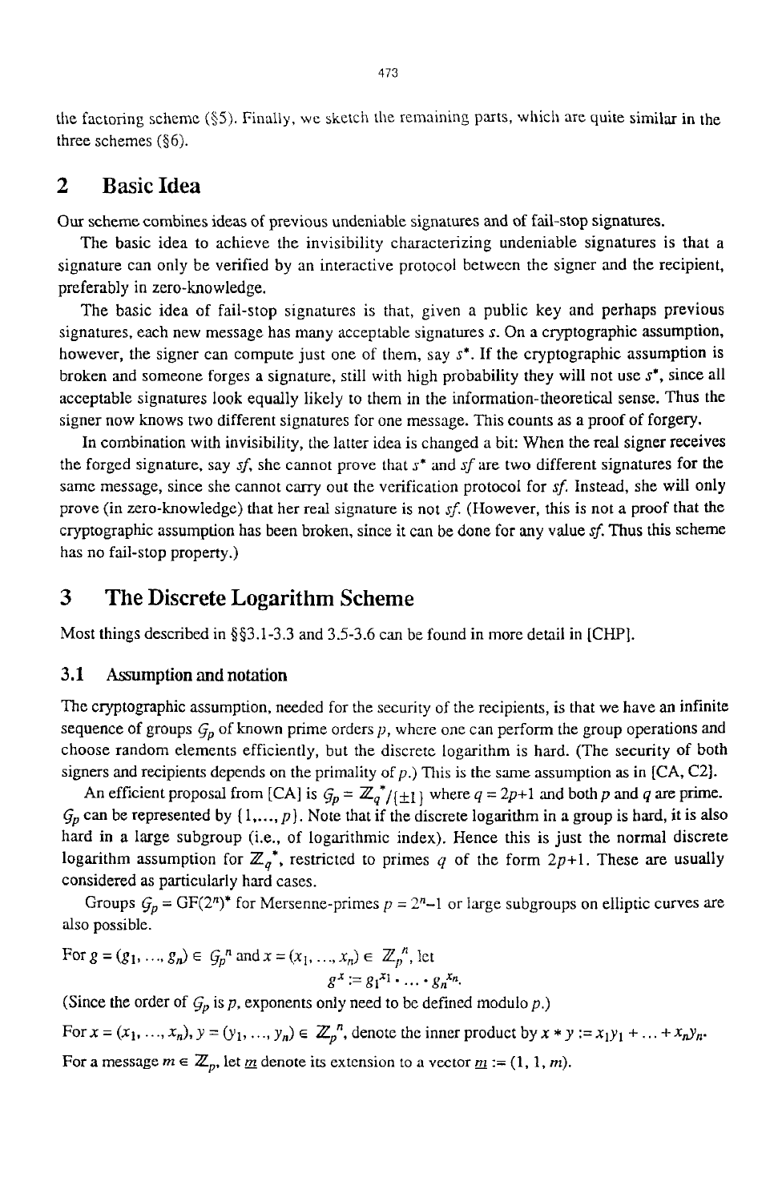the factoring scheme (§5). Finally, we sketch the remaining parts, which are quite similar in the three schemes (§6).

## 2 Basic Idea

Our scheme combines ideas of previous undeniable signatures and of fail-stop signatures.

The basic idea to achieve the invisibility characterizing undeniable signatures is that a signature can only be verified by an interactive protocol between the signer and the recipient, preferably in zero-knowledge.

The basic idea of fail-stop signatures is that, given a public key and perhaps previous signatures, each new message has many acceptable signatures $s$. On a cryptographic assumption, however, the signer can compute just one of them, say $s^*$. If the cryptographic assumption is broken and someone forges a signature, still with high probability they will not use $s^*$, since all acceptable signatures look equally likely to them in the information-theoretical sense. Thus the signer now knows two different signatures for one message. This counts as a proof of forgery.

In combination with invisibility, the latter idea is changed a bit: When the real signer receives the forged signature, say $sf$, she cannot prove that $s^*$ and $sf$ are two different signatures for the same message, since she cannot carry out the verification protocol for $sf$. Instead, she will only prove (in zero-knowledge) that her real signature is not $sf$. (However, this is not a proof that the cryptographic assumption has been broken, since it can be done for any value $sf$. Thus this scheme has no fail-stop property.)

## 3 The Discrete Logarithm Scheme

Most things described in §§3.1-3.3 and 3.5-3.6 can be found in more detail in [CHP].

### 3.1 Assumption and notation

The cryptographic assumption, needed for the security of the recipients, is that we have an infinite sequence of groups $\mathcal{G}_p$ of known prime orders $p$, where one can perform the group operations and choose random elements efficiently, but the discrete logarithm is hard. (The security of both signers and recipients depends on the primality of $p$.) This is the same assumption as in [CA, C2].

An efficient proposal from [CA] is $\mathcal{G}_p = \mathbb{Z}_q^*/\{\pm 1\}$ where $q = 2p+1$ and both $p$ and $q$ are prime. $\mathcal{G}_p$ can be represented by $\{1, \ldots, p\}$. Note that if the discrete logarithm in a group is hard, it is also hard in a large subgroup (i.e., of logarithmic index). Hence this is just the normal discrete logarithm assumption for $\mathbb{Z}_q^*$, restricted to primes $q$ of the form $2p+1$. These are usually considered as particularly hard cases.

Groups $\mathcal{G}_p = GF(2^n)^*$ for Mersenne-primes $p = 2^n-1$ or large subgroups on elliptic curves are also possible.

For $g = (g_1, \ldots, g_n) \in \mathcal{G}_p^n$ and $x = (x_1, \ldots, x_n) \in \mathbb{Z}_p^n$, let

$$g^x := g_1^{x_1} \cdot \ldots \cdot g_n^{x_n}.$$

(Since the order of $\mathcal{G}_p$ is $p$, exponents only need to be defined modulo $p$.)

For $x = (x_1, \ldots, x_n), y = (y_1, \ldots, y_n) \in \mathbb{Z}_p^n$, denote the inner product by $x * y := x_1y_1 + \ldots + x_ny_n$.

For a message $m \in \mathbb{Z}_p$, let $\underline{m}$ denote its extension to a vector $\underline{m} := (1, 1, m)$.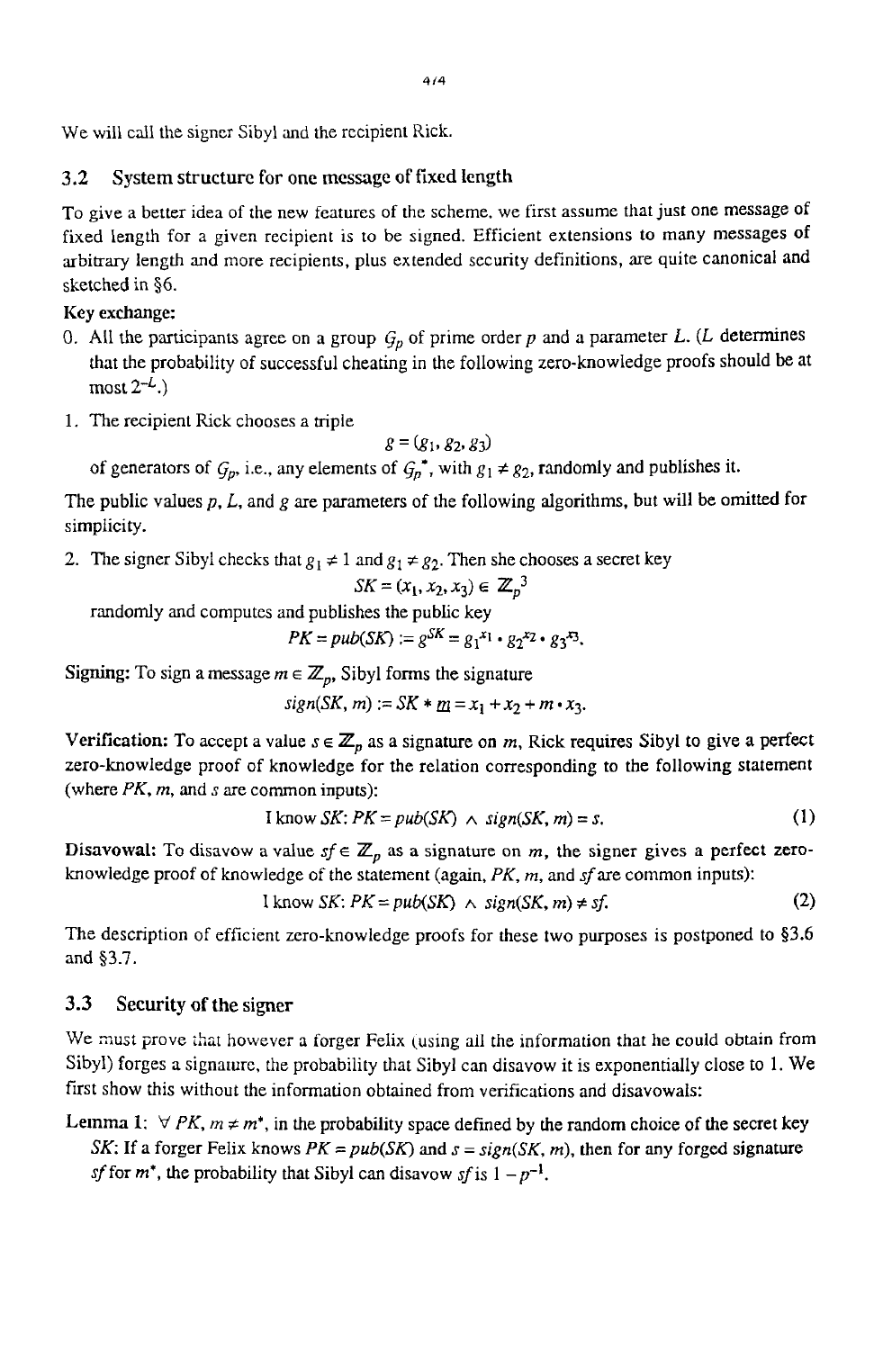We will call the signer Sibyl and the recipient Rick.

### 3.2 System structure for one message of fixed length

To give a better idea of the new features of the scheme, we first assume that just one message of fixed length for a given recipient is to be signed. Efficient extensions to many messages of arbitrary length and more recipients, plus extended security definitions, are quite canonical and sketched in §6.

**Key exchange:**

0. All the participants agree on a group $\mathcal{G}_p$ of prime order $p$ and a parameter $L$. ($L$ determines that the probability of successful cheating in the following zero-knowledge proofs should be at most $2^{-L}$.)
1. The recipient Rick chooses a triple

$$g = (g_1, g_2, g_3)$$

of generators of $\mathcal{G}_p$, i.e., any elements of $\mathcal{G}_p^*$, with $g_1 \neq g_2$, randomly and publishes it.

The public values $p$, $L$, and $g$ are parameters of the following algorithms, but will be omitted for simplicity.

2. The signer Sibyl checks that $g_1 \neq 1$ and $g_1 \neq g_2$. Then she chooses a secret key

$$SK = (x_1, x_2, x_3) \in \mathbb{Z}_p^3$$

randomly and computes and publishes the public key

$$PK = pub(SK) := g^{SK} = g_1^{x_1} \cdot g_2^{x_2} \cdot g_3^{x_3}.$$

**Signing:** To sign a message $m \in \mathbb{Z}_p$, Sibyl forms the signature

$$sign(SK, m) := SK * \underline{m} = x_1 + x_2 + m \cdot x_3.$$

**Verification:** To accept a value $s \in \mathbb{Z}_p$ as a signature on $m$, Rick requires Sibyl to give a perfect zero-knowledge proof of knowledge for the relation corresponding to the following statement (where $PK$, $m$, and $s$ are common inputs):

$$\text{I know } SK\text{: } PK = pub(SK) \wedge sign(SK, m) = s. \tag{1}$$

**Disavowal:** To disavow a value $sf \in \mathbb{Z}_p$ as a signature on $m$, the signer gives a perfect zero-knowledge proof of knowledge of the statement (again, $PK$, $m$, and $sf$ are common inputs):

$$\text{I know } SK\text{: } PK = pub(SK) \wedge sign(SK, m) \neq sf. \tag{2}$$

The description of efficient zero-knowledge proofs for these two purposes is postponed to §3.6 and §3.7.

### 3.3 Security of the signer

We must prove that however a forger Felix (using all the information that he could obtain from Sibyl) forges a signature, the probability that Sibyl can disavow it is exponentially close to 1. We first show this without the information obtained from verifications and disavowals:

**Lemma 1:** $\forall$ $PK$, $m \neq m^*$, in the probability space defined by the random choice of the secret key $SK$: If a forger Felix knows $PK = pub(SK)$ and $s = sign(SK, m)$, then for any forged signature $sf$ for $m^*$, the probability that Sibyl can disavow $sf$ is $1 - p^{-1}$.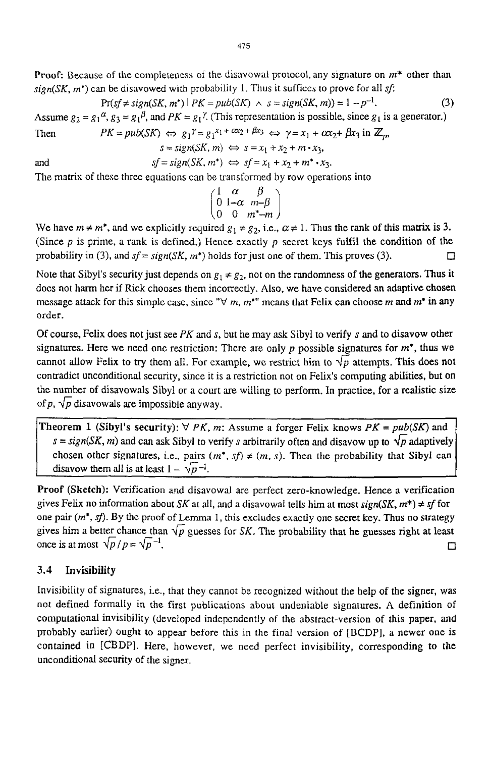**Proof:** Because of the completeness of the disavowal protocol, any signature on $m^*$ other than $sign(SK, m^*)$ can be disavowed with probability 1. Thus it suffices to prove for all $sf$:

$$Pr(sf \neq sign(SK, m^*) \mid PK = pub(SK) \wedge s = sign(SK, m)) = 1 - p^{-1}. \tag{3}$$

Assume $g_2 = g_1^{\alpha}$, $g_3 = g_1^{\beta}$, and $PK = g_1^{\gamma}$. (This representation is possible, since $g_1$ is a generator.)

Then
$$PK = pub(SK) \Leftrightarrow g_1^{\gamma} = g_1^{x_1 + \alpha x_2 + \beta x_3} \Leftrightarrow \gamma = x_1 + \alpha x_2 + \beta x_3 \text{ in } \mathbb{Z}_p,$$
$$s = sign(SK, m) \Leftrightarrow s = x_1 + x_2 + m \cdot x_3,$$
and
$$sf = sign(SK, m^*) \Leftrightarrow sf = x_1 + x_2 + m^* \cdot x_3.$$

The matrix of these three equations can be transformed by row operations into

$$\begin{pmatrix} 1 & \alpha & \beta \\ 0 & 1-\alpha & m-\beta \\ 0 & 0 & m^*-m \end{pmatrix}$$

We have $m \neq m^*$, and we explicitly required $g_1 \neq g_2$, i.e., $\alpha \neq 1$. Thus the rank of this matrix is 3. (Since $p$ is prime, a rank is defined.) Hence exactly $p$ secret keys fulfil the condition of the probability in (3), and $sf = sign(SK, m^*)$ holds for just one of them. This proves (3). □

Note that Sibyl's security just depends on $g_1 \neq g_2$, not on the randomness of the generators. Thus it does not harm her if Rick chooses them incorrectly. Also, we have considered an adaptive chosen message attack for this simple case, since "$\forall\, m, m^*$" means that Felix can choose $m$ and $m^*$ in any order.

Of course, Felix does not just see $PK$ and $s$, but he may ask Sibyl to verify $s$ and to disavow other signatures. Here we need one restriction: There are only $p$ possible signatures for $m^*$, thus we cannot allow Felix to try them all. For example, we restrict him to $\sqrt{p}$ attempts. This does not contradict unconditional security, since it is a restriction not on Felix's computing abilities, but on the number of disavowals Sibyl or a court are willing to perform. In practice, for a realistic size of $p$, $\sqrt{p}$ disavowals are impossible anyway.

**Theorem 1 (Sibyl's security):** $\forall\, PK, m$: Assume a forger Felix knows $PK = pub(SK)$ and $s = sign(SK, m)$ and can ask Sibyl to verify $s$ arbitrarily often and disavow up to $\sqrt{p}$ adaptively chosen other signatures, i.e., pairs $(m^*, sf) \neq (m, s)$. Then the probability that Sibyl can disavow them all is at least $1 - \sqrt{p}^{-1}$.

**Proof (Sketch):** Verification and disavowal are perfect zero-knowledge. Hence a verification gives Felix no information about $SK$ at all, and a disavowal tells him at most $sign(SK, m^*) \neq sf$ for one pair $(m^*, sf)$. By the proof of Lemma 1, this excludes exactly one secret key. Thus no strategy gives him a better chance than $\sqrt{p}$ guesses for $SK$. The probability that he guesses right at least once is at most $\sqrt{p}/p = \sqrt{p}^{-1}$. □

### 3.4 Invisibility

Invisibility of signatures, i.e., that they cannot be recognized without the help of the signer, was not defined formally in the first publications about undeniable signatures. A definition of computational invisibility (developed independently of the abstract-version of this paper, and probably earlier) ought to appear before this in the final version of [BCDP], a newer one is contained in [CBDP]. Here, however, we need perfect invisibility, corresponding to the unconditional security of the signer.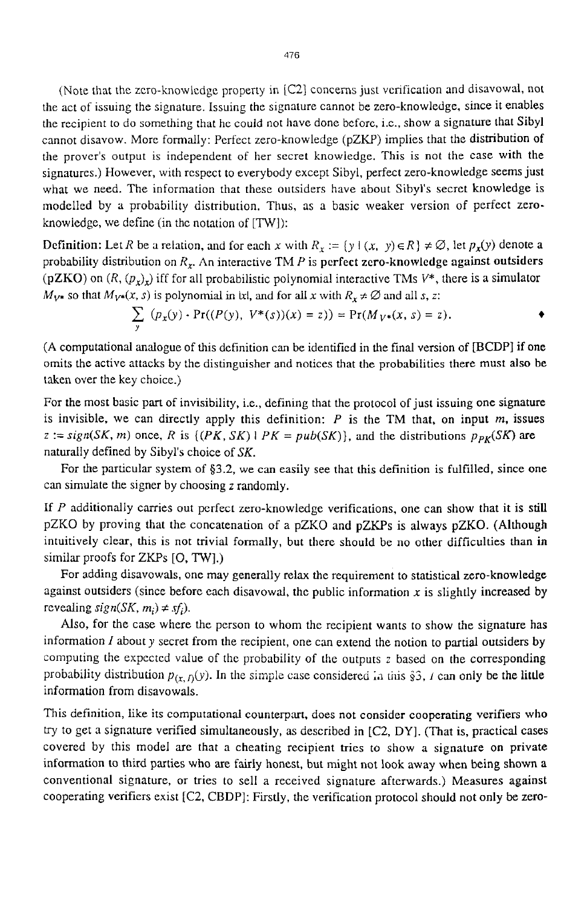(Note that the zero-knowledge property in [C2] concerns just verification and disavowal, not the act of issuing the signature. Issuing the signature cannot be zero-knowledge, since it enables the recipient to do something that he could not have done before, i.e., show a signature that Sibyl cannot disavow. More formally: Perfect zero-knowledge (pZKP) implies that the distribution of the prover's output is independent of her secret knowledge. This is not the case with the signatures.) However, with respect to everybody except Sibyl, perfect zero-knowledge seems just what we need. The information that these outsiders have about Sibyl's secret knowledge is modelled by a probability distribution. Thus, as a basic weaker version of perfect zero-knowledge, we define (in the notation of [TW]):

**Definition:** Let $R$ be a relation, and for each $x$ with $R_x := \{y \mid (x, y) \in R\} \neq \varnothing$, let $p_x(y)$ denote a probability distribution on $R_x$. An interactive TM $P$ is **perfect zero-knowledge against outsiders** (pZKO) on $(R, (p_x)_x)$ iff for all probabilistic polynomial interactive TMs $V^*$, there is a simulator $M_{V^*}$ so that $M_{V^*}(x, s)$ is polynomial in $|x|$, and for all $x$ with $R_x \neq \varnothing$ and all $s$, $z$:

$$\sum_y (p_x(y) \cdot \Pr((P(y),\ V^*(s))(x) = z)) = \Pr(M_{V^*}(x, s) = z). \qquad \blacklozenge$$

(A computational analogue of this definition can be identified in the final version of [BCDP] if one omits the active attacks by the distinguisher and notices that the probabilities there must also be taken over the key choice.)

For the most basic part of invisibility, i.e., defining that the protocol of just issuing one signature is invisible, we can directly apply this definition: $P$ is the TM that, on input $m$, issues $z := sign(SK, m)$ once, $R$ is $\{(PK, SK) \mid PK = pub(SK)\}$, and the distributions $p_{PK}(SK)$ are naturally defined by Sibyl's choice of $SK$.

For the particular system of §3.2, we can easily see that this definition is fulfilled, since one can simulate the signer by choosing $z$ randomly.

If $P$ additionally carries out perfect zero-knowledge verifications, one can show that it is still pZKO by proving that the concatenation of a pZKO and pZKPs is always pZKO. (Although intuitively clear, this is not trivial formally, but there should be no other difficulties than in similar proofs for ZKPs [O, TW].)

For adding disavowals, one may generally relax the requirement to statistical zero-knowledge against outsiders (since before each disavowal, the public information $x$ is slightly increased by revealing $sign(SK, m_i) \neq sf_i$).

Also, for the case where the person to whom the recipient wants to show the signature has information $I$ about $y$ secret from the recipient, one can extend the notion to partial outsiders by computing the expected value of the probability of the outputs $z$ based on the corresponding probability distribution $p_{(x, I)}(y)$. In the simple case considered in this §3, $I$ can only be the little information from disavowals.

This definition, like its computational counterpart, does not consider cooperating verifiers who try to get a signature verified simultaneously, as described in [C2, DY]. (That is, practical cases covered by this model are that a cheating recipient tries to show a signature on private information to third parties who are fairly honest, but might not look away when being shown a conventional signature, or tries to sell a received signature afterwards.) Measures against cooperating verifiers exist [C2, CBDP]: Firstly, the verification protocol should not only be zero-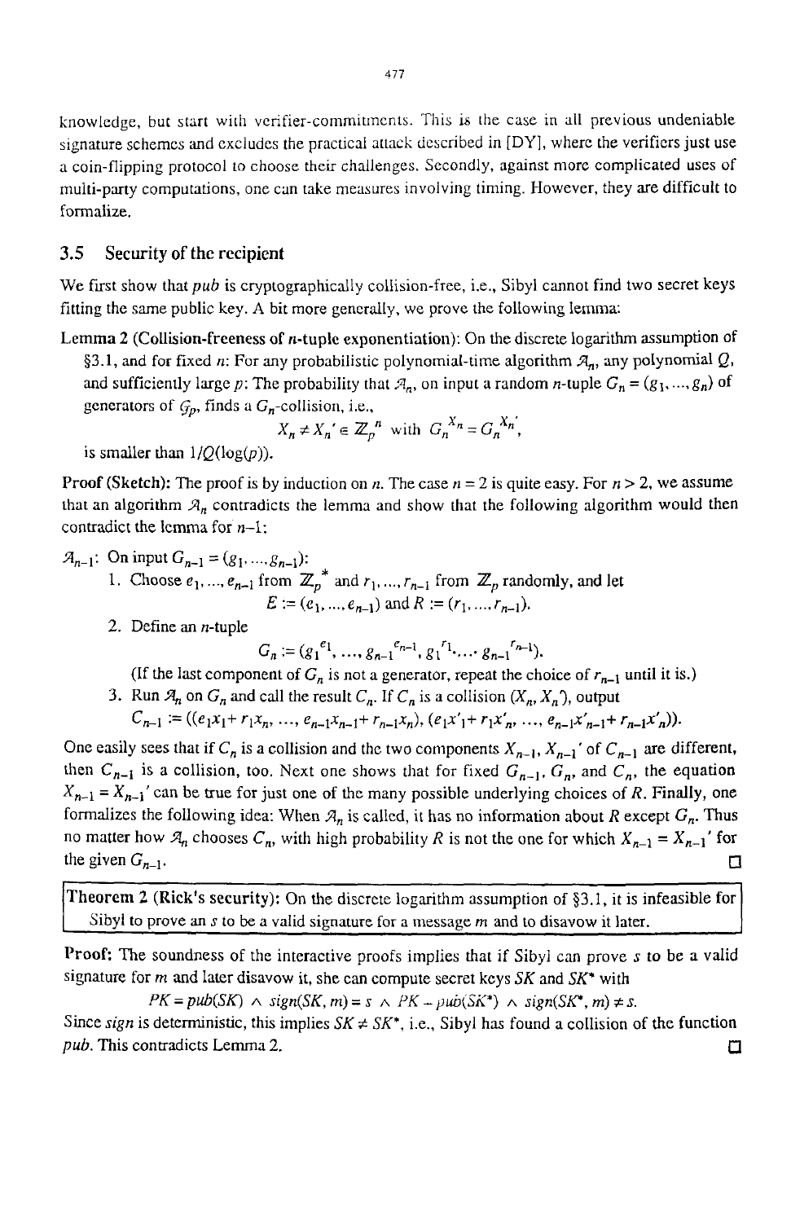knowledge, but start with verifier-commitments. This is the case in all previous undeniable signature schemes and excludes the practical attack described in [DY], where the verifiers just use a coin-flipping protocol to choose their challenges. Secondly, against more complicated uses of multi-party computations, one can take measures involving timing. However, they are difficult to formalize.

## 3.5 Security of the recipient

We first show that *pub* is cryptographically collision-free, i.e., Sibyl cannot find two secret keys fitting the same public key. A bit more generally, we prove the following lemma:

**Lemma 2 (Collision-freeness of $n$-tuple exponentiation):** On the discrete logarithm assumption of §3.1, and for fixed $n$: For any probabilistic polynomial-time algorithm $\mathcal{A}_n$, any polynomial $Q$, and sufficiently large $p$: The probability that $\mathcal{A}_n$, on input a random $n$-tuple $G_n = (g_1, \ldots, g_n)$ of generators of $\mathcal{G}_p$, finds a $G_n$-collision, i.e.,

$$X_n \neq X_n' \in \mathbb{Z}_p^{\,n} \text{ with } G_n^{\,X_n} = G_n^{\,X_n'},$$

is smaller than $1/Q(\log(p))$.

**Proof (Sketch):** The proof is by induction on $n$. The case $n = 2$ is quite easy. For $n > 2$, we assume that an algorithm $\mathcal{A}_n$ contradicts the lemma and show that the following algorithm would then contradict the lemma for $n-1$:

$\mathcal{A}_{n-1}$: On input $G_{n-1} = (g_1, \ldots, g_{n-1})$:

1. Choose $e_1, \ldots, e_{n-1}$ from $\mathbb{Z}_p^{\,*}$ and $r_1, \ldots, r_{n-1}$ from $\mathbb{Z}_p$ randomly, and let
$$E := (e_1, \ldots, e_{n-1}) \text{ and } R := (r_1, \ldots, r_{n-1}).$$
2. Define an $n$-tuple
$$G_n := (g_1^{\,e_1}, \ldots, g_{n-1}^{\,e_{n-1}}, g_1^{\,r_1} \cdot \ldots \cdot g_{n-1}^{\,r_{n-1}}).$$
(If the last component of $G_n$ is not a generator, repeat the choice of $r_{n-1}$ until it is.)
3. Run $\mathcal{A}_n$ on $G_n$ and call the result $C_n$. If $C_n$ is a collision $(X_n, X_n')$, output
$$C_{n-1} := ((e_1x_1 + r_1x_n, \ldots, e_{n-1}x_{n-1} + r_{n-1}x_n), (e_1x'_1 + r_1x'_n, \ldots, e_{n-1}x'_{n-1} + r_{n-1}x'_n)).$$

One easily sees that if $C_n$ is a collision and the two components $X_{n-1}, X_{n-1}'$ of $C_{n-1}$ are different, then $C_{n-1}$ is a collision, too. Next one shows that for fixed $G_{n-1}$, $G_n$, and $C_n$, the equation $X_{n-1} = X_{n-1}'$ can be true for just one of the many possible underlying choices of $R$. Finally, one formalizes the following idea: When $\mathcal{A}_n$ is called, it has no information about $R$ except $G_n$. Thus no matter how $\mathcal{A}_n$ chooses $C_n$, with high probability $R$ is not the one for which $X_{n-1} = X_{n-1}'$ for the given $G_{n-1}$. □

**Theorem 2 (Rick's security):** On the discrete logarithm assumption of §3.1, it is infeasible for Sibyl to prove an $s$ to be a valid signature for a message $m$ and to disavow it later.

**Proof:** The soundness of the interactive proofs implies that if Sibyl can prove $s$ to be a valid signature for $m$ and later disavow it, she can compute secret keys $SK$ and $SK^*$ with

$$PK = pub(SK) \wedge sign(SK, m) = s \wedge PK = pub(SK^*) \wedge sign(SK^*, m) \neq s.$$

Since *sign* is deterministic, this implies $SK \neq SK^*$, i.e., Sibyl has found a collision of the function *pub*. This contradicts Lemma 2. □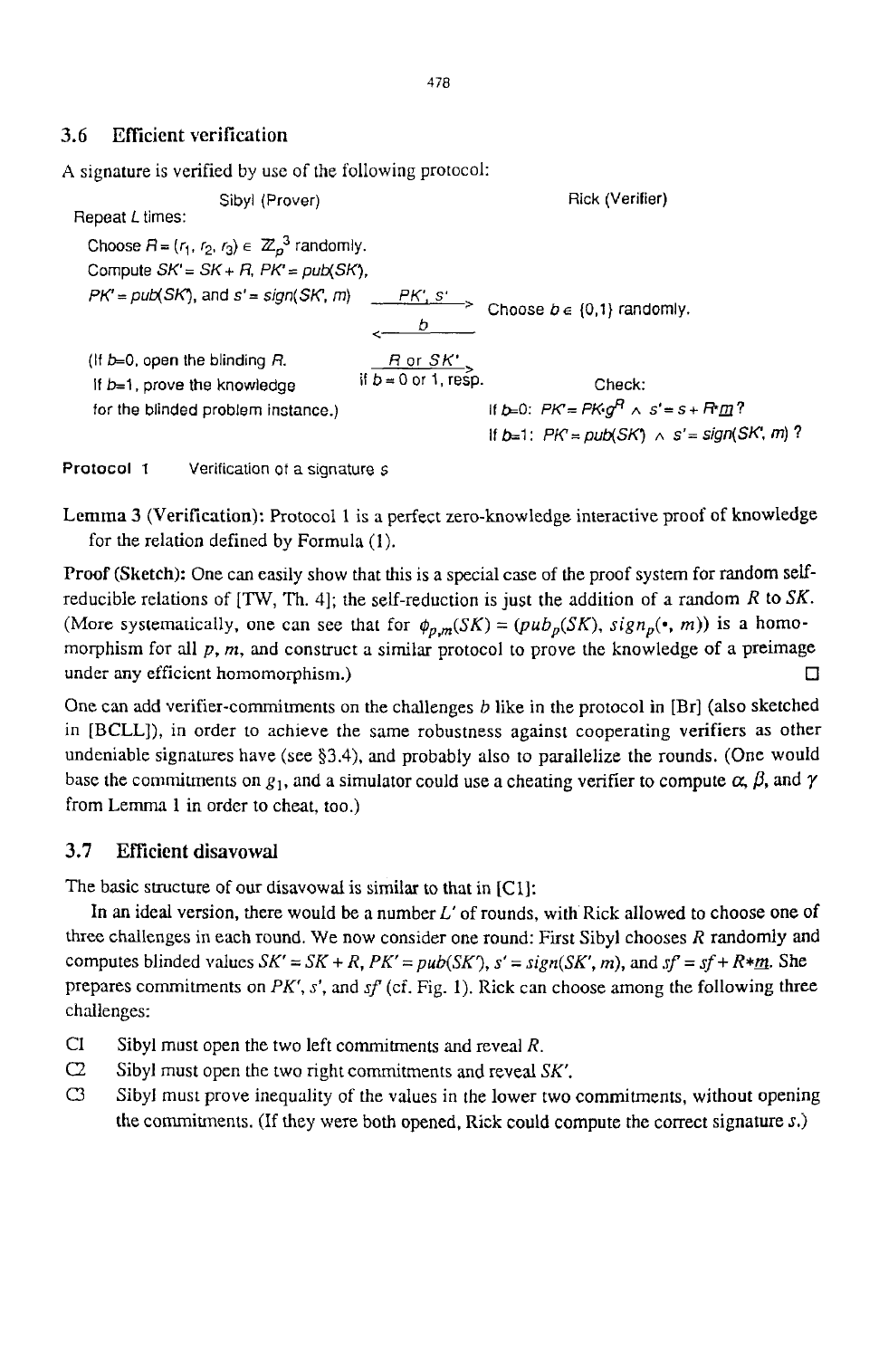### 3.6 Efficient verification

A signature is verified by use of the following protocol:

| Sibyl (Prover) | | Rick (Verifier) |
|---|---|---|
| Repeat $L$ times: | | |
| Choose $R = (r_1, r_2, r_3) \in \mathbb{Z}_p^3$ randomly. | | |
| Compute $SK' = SK + R$, $PK' = pub(SK')$, | | |
| $PK' = pub(SK')$, and $s' = sign(SK', m)$ | $\xrightarrow{PK',\ s'}$ | Choose $b \in \{0,1\}$ randomly. |
| | $\xleftarrow{\ b\ }$ | |
| (If $b$=0, open the blinding $R$. | $\xrightarrow{R \text{ or } SK'}$ | |
| If $b$=1, prove the knowledge | if $b$ = 0 or 1, resp. | Check: |
| for the blinded problem instance.) | | If $b$=0: $PK' = PK \cdot g^R \wedge s' = s + R * \underline{m}$? |
| | | If $b$=1: $PK' = pub(SK') \wedge s' = sign(SK', m)$? |

**Protocol 1** Verification of a signature $s$

**Lemma 3 (Verification):** Protocol 1 is a perfect zero-knowledge interactive proof of knowledge for the relation defined by Formula (1).

**Proof (Sketch):** One can easily show that this is a special case of the proof system for random self-reducible relations of [TW, Th. 4]; the self-reduction is just the addition of a random $R$ to $SK$. (More systematically, one can see that for $\phi_{p,m}(SK) = (pub_p(SK), sign_p(\bullet, m))$ is a homomorphism for all $p$, $m$, and construct a similar protocol to prove the knowledge of a preimage under any efficient homomorphism.) □

One can add verifier-commitments on the challenges $b$ like in the protocol in [Br] (also sketched in [BCLL]), in order to achieve the same robustness against cooperating verifiers as other undeniable signatures have (see §3.4), and probably also to parallelize the rounds. (One would base the commitments on $g_1$, and a simulator could use a cheating verifier to compute $\alpha$, $\beta$, and $\gamma$ from Lemma 1 in order to cheat, too.)

### 3.7 Efficient disavowal

The basic structure of our disavowal is similar to that in [C1]:

In an ideal version, there would be a number $L'$ of rounds, with Rick allowed to choose one of three challenges in each round. We now consider one round: First Sibyl chooses $R$ randomly and computes blinded values $SK' = SK + R$, $PK' = pub(SK')$, $s' = sign(SK', m)$, and $sf' = sf + R * \underline{m}$. She prepares commitments on $PK'$, $s'$, and $sf'$ (cf. Fig. 1). Rick can choose among the following three challenges:

- C1 Sibyl must open the two left commitments and reveal $R$.
- C2 Sibyl must open the two right commitments and reveal $SK'$.
- C3 Sibyl must prove inequality of the values in the lower two commitments, without opening the commitments. (If they were both opened, Rick could compute the correct signature $s$.)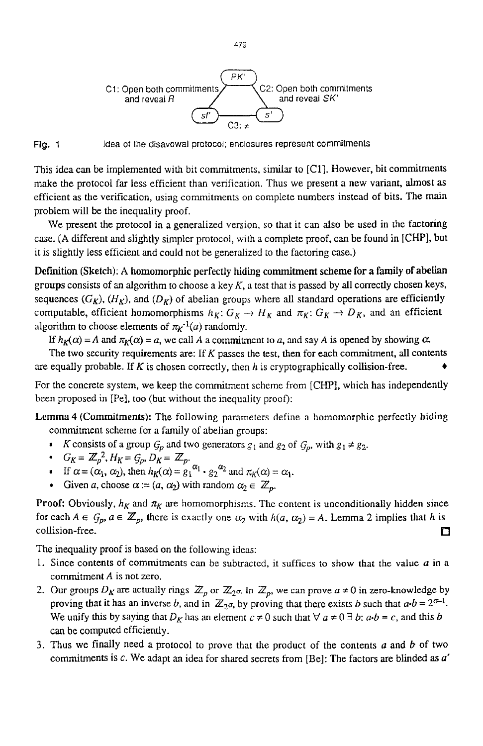C1: Open both commitments and reveal $R$

C2: Open both commitments and reveal $SK'$

C3: $\neq$

$PK'$, $sf'$, $s'$

**Fig. 1** Idea of the disavowal protocol; enclosures represent commitments

This idea can be implemented with bit commitments, similar to [C1]. However, bit commitments make the protocol far less efficient than verification. Thus we present a new variant, almost as efficient as the verification, using commitments on complete numbers instead of bits. The main problem will be the inequality proof.

We present the protocol in a generalized version, so that it can also be used in the factoring case. (A different and slightly simpler protocol, with a complete proof, can be found in [CHP], but it is slightly less efficient and could not be generalized to the factoring case.)

**Definition (Sketch): A homomorphic perfectly hiding commitment scheme for a family of abelian groups** consists of an algorithm to choose a key $K$, a test that is passed by all correctly chosen keys, sequences $(G_K)$, $(H_K)$, and $(D_K)$ of abelian groups where all standard operations are efficiently computable, efficient homomorphisms $h_K: G_K \to H_K$ and $\pi_K: G_K \to D_K$, and an efficient algorithm to choose elements of $\pi_K^{-1}(a)$ randomly.

If $h_K(\alpha) = A$ and $\pi_K(\alpha) = a$, we call $A$ a commitment to $a$, and say $A$ is opened by showing $\alpha$.

The two security requirements are: If $K$ passes the test, then for each commitment, all contents are equally probable. If $K$ is chosen correctly, then $h$ is cryptographically collision-free. ♦

For the concrete system, we keep the commitment scheme from [CHP], which has independently been proposed in [Pe], too (but without the inequality proof):

**Lemma 4 (Commitments):** The following parameters define a homomorphic perfectly hiding commitment scheme for a family of abelian groups:

- $K$ consists of a group $\mathcal{G}_p$ and two generators $g_1$ and $g_2$ of $\mathcal{G}_p$, with $g_1 \neq g_2$.
- $G_K = \mathbb{Z}_p^2$, $H_K = \mathcal{G}_p$, $D_K = \mathbb{Z}_p$.
- If $\alpha = (\alpha_1, \alpha_2)$, then $h_K(\alpha) = g_1^{\alpha_1} \cdot g_2^{\alpha_2}$ and $\pi_K(\alpha) = \alpha_1$.
- Given $a$, choose $\alpha := (a, \alpha_2)$ with random $\alpha_2 \in \mathbb{Z}_p$.

**Proof:** Obviously, $h_K$ and $\pi_K$ are homomorphisms. The content is unconditionally hidden since for each $A \in \mathcal{G}_p$, $a \in \mathbb{Z}_p$, there is exactly one $\alpha_2$ with $h(a, \alpha_2) = A$. Lemma 2 implies that $h$ is collision-free. □

The inequality proof is based on the following ideas:

1. Since contents of commitments can be subtracted, it suffices to show that the value $a$ in a commitment $A$ is not zero.
2. Our groups $D_K$ are actually rings $\mathbb{Z}_p$ or $\mathbb{Z}_{2^\sigma}$. In $\mathbb{Z}_p$, we can prove $a \neq 0$ in zero-knowledge by proving that it has an inverse $b$, and in $\mathbb{Z}_{2^\sigma}$, by proving that there exists $b$ such that $a \cdot b = 2^{\sigma-1}$. We unify this by saying that $D_K$ has an element $c \neq 0$ such that $\forall\, a \neq 0\; \exists\, b$: $a \cdot b = c$, and this $b$ can be computed efficiently.
3. Thus we finally need a protocol to prove that the product of the contents $a$ and $b$ of two commitments is $c$. We adapt an idea for shared secrets from [Be]: The factors are blinded as $a'$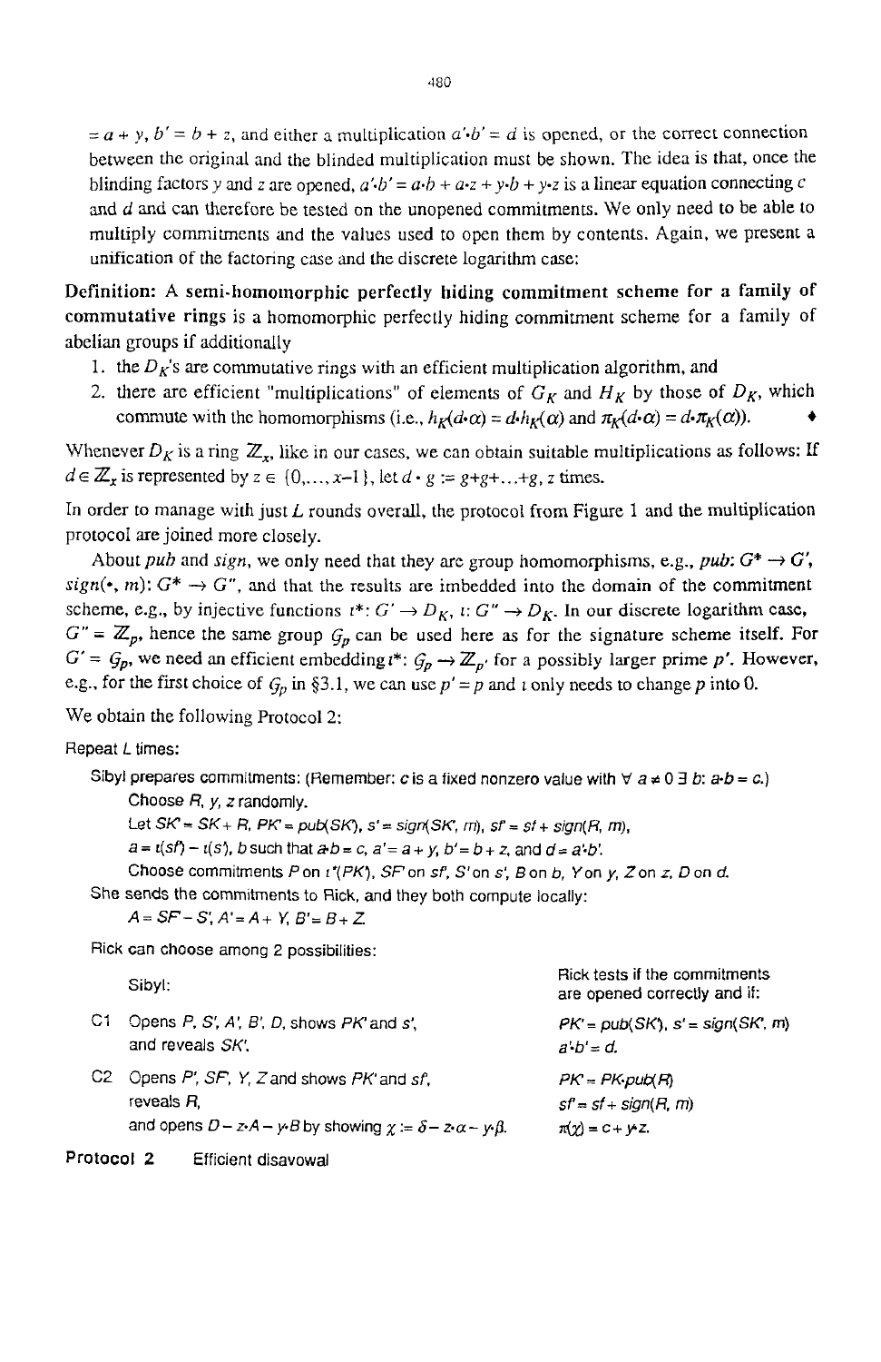$= a + y$, $b' = b + z$, and either a multiplication $a' \cdot b' = d$ is opened, or the correct connection between the original and the blinded multiplication must be shown. The idea is that, once the blinding factors $y$ and $z$ are opened, $a' \cdot b' = a \cdot b + a \cdot z + y \cdot b + y \cdot z$ is a linear equation connecting $c$ and $d$ and can therefore be tested on the unopened commitments. We only need to be able to multiply commitments and the values used to open them by contents. Again, we present a unification of the factoring case and the discrete logarithm case:

**Definition: A semi-homomorphic perfectly hiding commitment scheme for a family of commutative rings** is a homomorphic perfectly hiding commitment scheme for a family of abelian groups if additionally

1. the $D_K$'s are commutative rings with an efficient multiplication algorithm, and
2. there are efficient "multiplications" of elements of $G_K$ and $H_K$ by those of $D_K$, which commute with the homomorphisms (i.e., $h_K(d \cdot \alpha) = d \cdot h_K(\alpha)$ and $\pi_K(d \cdot \alpha) = d \cdot \pi_K(\alpha)$). ♦

Whenever $D_K$ is a ring $\mathbb{Z}_x$, like in our cases, we can obtain suitable multiplications as follows: If $d \in \mathbb{Z}_x$ is represented by $z \in \{0, \ldots, x-1\}$, let $d \cdot g := g + g + \ldots + g$, $z$ times.

In order to manage with just $L$ rounds overall, the protocol from Figure 1 and the multiplication protocol are joined more closely.

About *pub* and *sign*, we only need that they are group homomorphisms, e.g., $pub: G^* \to G'$, $sign(\bullet, m): G^* \to G''$, and that the results are imbedded into the domain of the commitment scheme, e.g., by injective functions $\iota^*: G' \to D_K$, $\iota: G'' \to D_K$. In our discrete logarithm case, $G'' = \mathbb{Z}_p$, hence the same group $\mathcal{G}_p$ can be used here as for the signature scheme itself. For $G' = \mathcal{G}_p$, we need an efficient embedding $\iota^*: \mathcal{G}_p \to \mathbb{Z}_{p'}$ for a possibly larger prime $p'$. However, e.g., for the first choice of $\mathcal{G}_p$ in §3.1, we can use $p' = p$ and $\iota$ only needs to change $p$ into 0.

We obtain the following Protocol 2:

Repeat $L$ times:

Sibyl prepares commitments: (Remember: $c$ is a fixed nonzero value with $\forall\, a \neq 0\ \exists\, b$: $a \cdot b = c$.)

Choose $R$, $y$, $z$ randomly.

Let $SK' = SK + R$, $PK' = pub(SK')$, $s' = sign(SK', m)$, $sf' = sf + sign(R, m)$,

$a = \iota(sf') - \iota(s')$, $b$ such that $a \cdot b = c$, $a' = a + y$, $b' = b + z$, and $d = a' \cdot b'$.

Choose commitments $P$ on $\iota^*(PK')$, $SF'$ on $sf'$, $S'$ on $s'$, $B$ on $b$, $Y$ on $y$, $Z$ on $z$, $D$ on $d$.

She sends the commitments to Rick, and they both compute locally:

$A = SF' - S'$, $A' = A + Y$, $B' = B + Z$.

Rick can choose among 2 possibilities:

| | Sibyl: | Rick tests if the commitments are opened correctly and if: |
|---|---|---|
| C1 | Opens $P$, $S'$, $A'$, $B'$, $D$, shows $PK'$ and $s'$, and reveals $SK'$. | $PK' = pub(SK')$, $s' = sign(SK', m)$ $a' \cdot b' = d$. |
| C2 | Opens $P'$, $SF'$, $Y$, $Z$ and shows $PK'$ and $sf'$, reveals $R$, and opens $D - z \cdot A - y \cdot B$ by showing $\chi := \delta - z \cdot \alpha - y \cdot \beta$. | $PK' = PK \cdot pub(R)$ $sf' = sf + sign(R, m)$ $\pi(\chi) = c + y \cdot z$. |

**Protocol 2** Efficient disavowal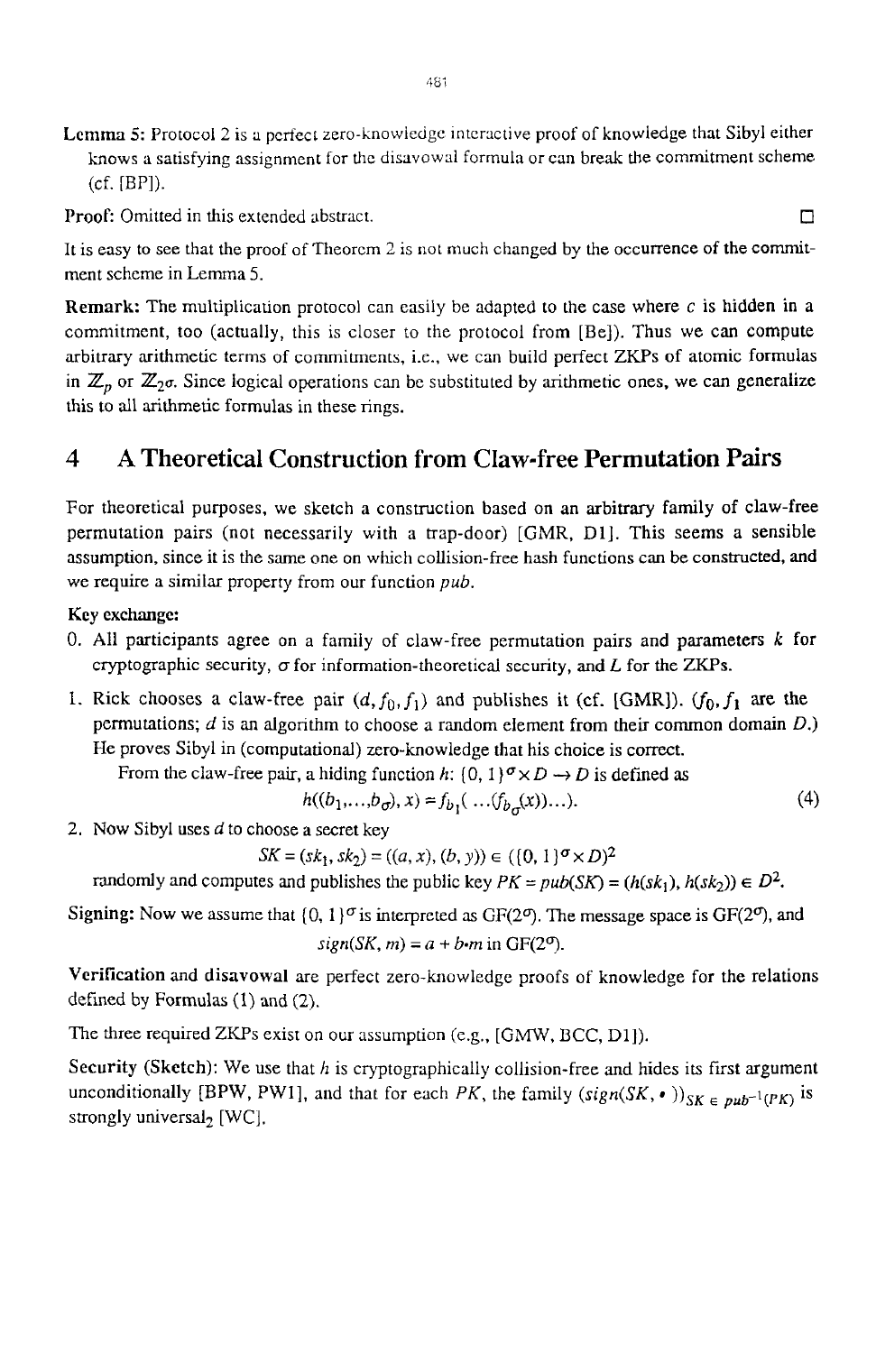**Lemma 5:** Protocol 2 is a perfect zero-knowledge interactive proof of knowledge that Sibyl either knows a satisfying assignment for the disavowal formula or can break the commitment scheme (cf. [BP]).

**Proof:** Omitted in this extended abstract. □

It is easy to see that the proof of Theorem 2 is not much changed by the occurrence of the commitment scheme in Lemma 5.

**Remark:** The multiplication protocol can easily be adapted to the case where $c$ is hidden in a commitment, too (actually, this is closer to the protocol from [Be]). Thus we can compute arbitrary arithmetic terms of commitments, i.e., we can build perfect ZKPs of atomic formulas in $\mathbb{Z}_p$ or $\mathbb{Z}_{2^\sigma}$. Since logical operations can be substituted by arithmetic ones, we can generalize this to all arithmetic formulas in these rings.

# 4 A Theoretical Construction from Claw-free Permutation Pairs

For theoretical purposes, we sketch a construction based on an arbitrary family of claw-free permutation pairs (not necessarily with a trap-door) [GMR, D1]. This seems a sensible assumption, since it is the same one on which collision-free hash functions can be constructed, and we require a similar property from our function *pub*.

**Key exchange:**

0. All participants agree on a family of claw-free permutation pairs and parameters $k$ for cryptographic security, $\sigma$ for information-theoretical security, and $L$ for the ZKPs.
1. Rick chooses a claw-free pair $(d, f_0, f_1)$ and publishes it (cf. [GMR]). ($f_0, f_1$ are the permutations; $d$ is an algorithm to choose a random element from their common domain $D$.) He proves Sibyl in (computational) zero-knowledge that his choice is correct.
   From the claw-free pair, a hiding function $h$: $\{0, 1\}^\sigma \times D \rightarrow D$ is defined as
   $$h((b_1,\ldots,b_\sigma), x) = f_{b_1}(\ldots(f_{b_\sigma}(x))\ldots). \tag{4}$$
2. Now Sibyl uses $d$ to choose a secret key
   $$SK = (sk_1, sk_2) = ((a, x), (b, y)) \in (\{0, 1\}^\sigma \times D)^2$$
   randomly and computes and publishes the public key $PK = pub(SK) = (h(sk_1), h(sk_2)) \in D^2$.

**Signing:** Now we assume that $\{0, 1\}^\sigma$ is interpreted as $GF(2^\sigma)$. The message space is $GF(2^\sigma)$, and
$$sign(SK, m) = a + b \cdot m \text{ in } GF(2^\sigma).$$

**Verification** and **disavowal** are perfect zero-knowledge proofs of knowledge for the relations defined by Formulas (1) and (2).

The three required ZKPs exist on our assumption (e.g., [GMW, BCC, D1]).

**Security (Sketch):** We use that $h$ is cryptographically collision-free and hides its first argument unconditionally [BPW, PW1], and that for each $PK$, the family $(sign(SK, \bullet))_{SK \in pub^{-1}(PK)}$ is strongly universal$_2$ [WC].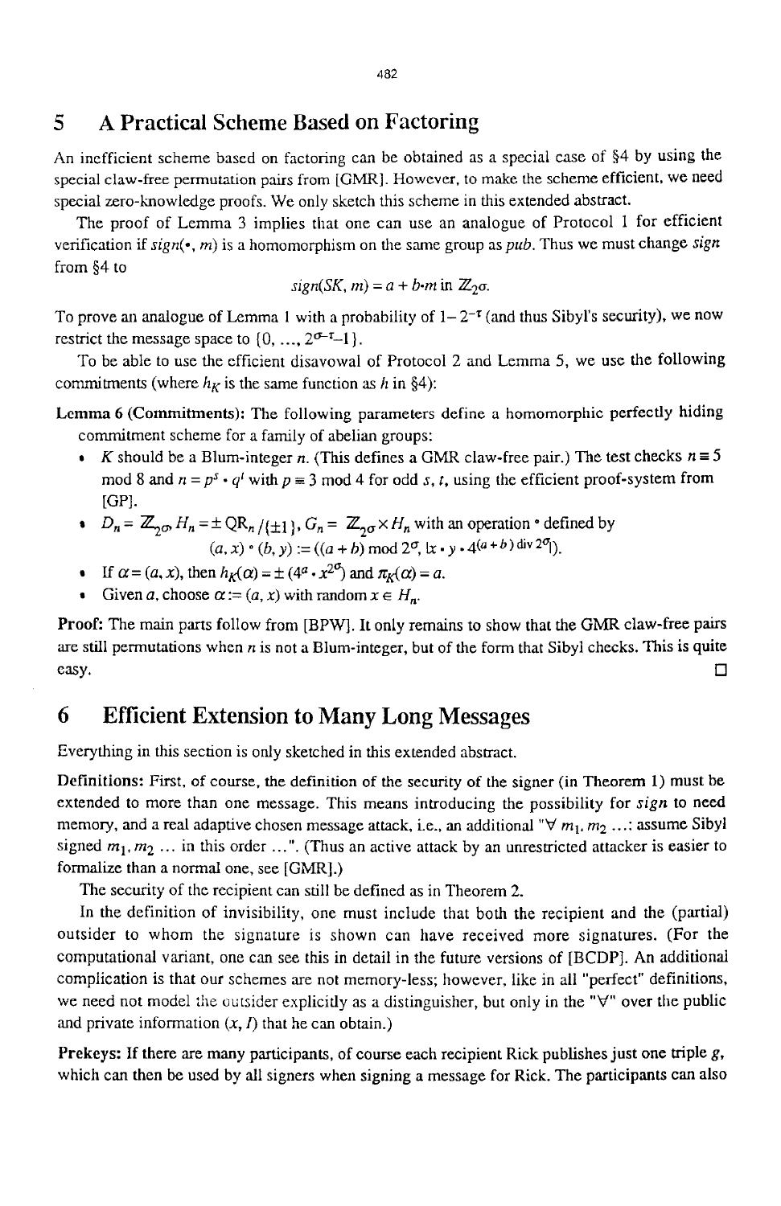## 5 A Practical Scheme Based on Factoring

An inefficient scheme based on factoring can be obtained as a special case of §4 by using the special claw-free permutation pairs from [GMR]. However, to make the scheme efficient, we need special zero-knowledge proofs. We only sketch this scheme in this extended abstract.

The proof of Lemma 3 implies that one can use an analogue of Protocol 1 for efficient verification if $sign(\bullet, m)$ is a homomorphism on the same group as *pub*. Thus we must change *sign* from §4 to

$$sign(SK, m) = a + b \cdot m \text{ in } \mathbb{Z}_{2^\sigma}.$$

To prove an analogue of Lemma 1 with a probability of $1 - 2^{-\tau}$ (and thus Sibyl's security), we now restrict the message space to $\{0, ..., 2^{\sigma-\tau}-1\}$.

To be able to use the efficient disavowal of Protocol 2 and Lemma 5, we use the following commitments (where $h_K$ is the same function as $h$ in §4):

**Lemma 6 (Commitments):** The following parameters define a homomorphic perfectly hiding commitment scheme for a family of abelian groups:

- $K$ should be a Blum-integer $n$. (This defines a GMR claw-free pair.) The test checks $n \equiv 5$ mod 8 and $n = p^s \cdot q^t$ with $p \equiv 3$ mod 4 for odd $s, t$, using the efficient proof-system from [GP].
- $D_n = \mathbb{Z}_{2^\sigma}, H_n = \pm \text{QR}_n / \{\pm 1\}, G_n = \mathbb{Z}_{2^\sigma} \times H_n$ with an operation $\circ$ defined by $$(a, x) \circ (b, y) := ((a + b) \bmod 2^\sigma, \lfloor x \cdot y \cdot 4^{(a+b) \operatorname{div} 2^\sigma} \rfloor).$$
- If $\alpha = (a, x)$, then $h_K(\alpha) = \pm (4^a \cdot x^{2^\sigma})$ and $\pi_K(\alpha) = a$.
- Given $a$, choose $\alpha := (a, x)$ with random $x \in H_n$.

**Proof:** The main parts follow from [BPW]. It only remains to show that the GMR claw-free pairs are still permutations when $n$ is not a Blum-integer, but of the form that Sibyl checks. This is quite easy. □

## 6 Efficient Extension to Many Long Messages

Everything in this section is only sketched in this extended abstract.

**Definitions:** First, of course, the definition of the security of the signer (in Theorem 1) must be extended to more than one message. This means introducing the possibility for **sign** to need memory, and a real adaptive chosen message attack, i.e., an additional "$\forall$ $m_1, m_2$ ...: assume Sibyl signed $m_1, m_2$ ... in this order ...". (Thus an active attack by an unrestricted attacker is easier to formalize than a normal one, see [GMR].)

The security of the recipient can still be defined as in Theorem 2.

In the definition of invisibility, one must include that both the recipient and the (partial) outsider to whom the signature is shown can have received more signatures. (For the computational variant, one can see this in detail in the future versions of [BCDP]. An additional complication is that our schemes are not memory-less; however, like in all "perfect" definitions, we need not model the outsider explicitly as a distinguisher, but only in the "$\forall$" over the public and private information $(x, I)$ that he can obtain.)

**Prekeys:** If there are many participants, of course each recipient Rick publishes just one triple $g$, which can then be used by all signers when signing a message for Rick. The participants can also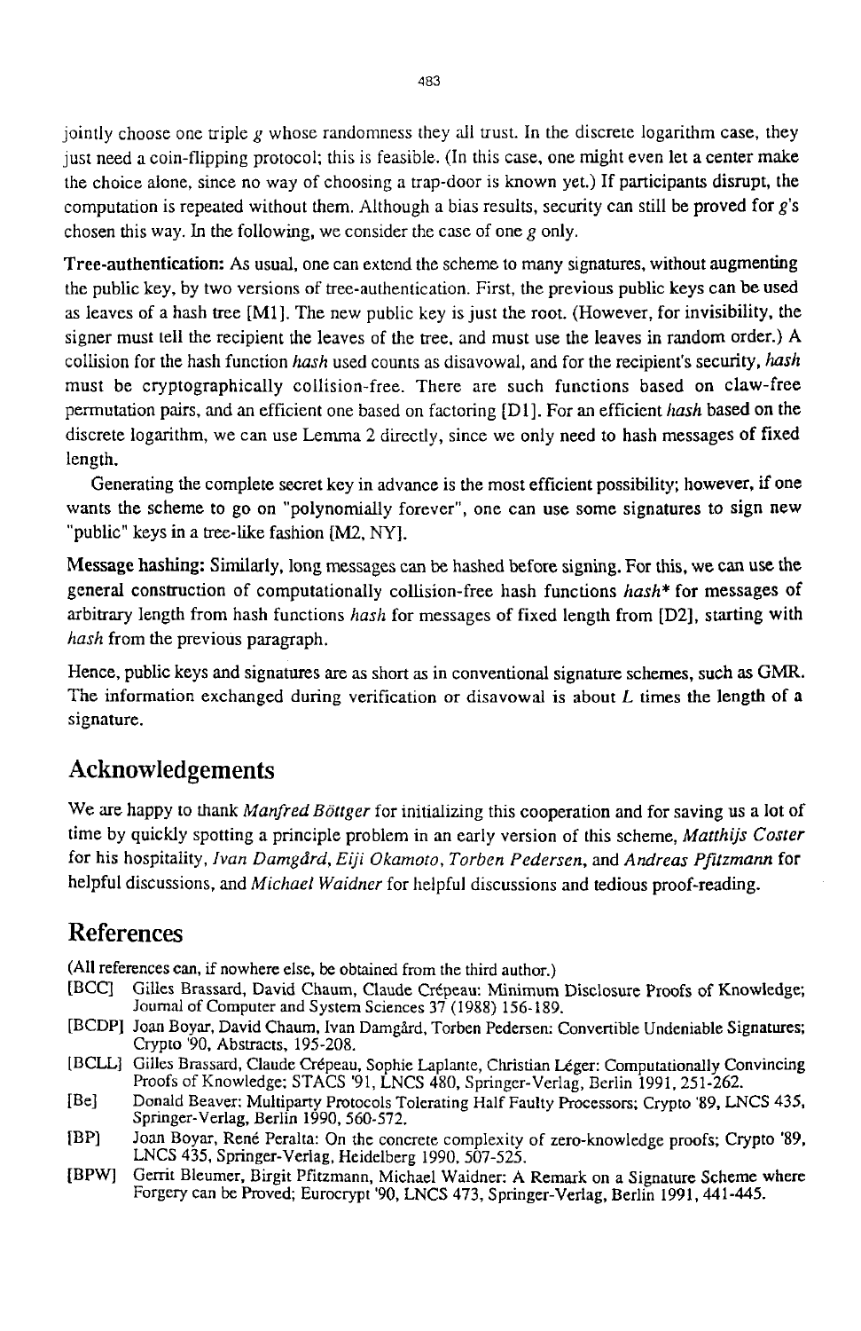jointly choose one triple $g$ whose randomness they all trust. In the discrete logarithm case, they just need a coin-flipping protocol; this is feasible. (In this case, one might even let a center make the choice alone, since no way of choosing a trap-door is known yet.) If participants disrupt, the computation is repeated without them. Although a bias results, security can still be proved for $g$'s chosen this way. In the following, we consider the case of one $g$ only.

**Tree-authentication:** As usual, one can extend the scheme to many signatures, without augmenting the public key, by two versions of tree-authentication. First, the previous public keys can be used as leaves of a hash tree [M1]. The new public key is just the root. (However, for invisibility, the signer must tell the recipient the leaves of the tree, and must use the leaves in random order.) A collision for the hash function *hash* used counts as disavowal, and for the recipient's security, *hash* must be cryptographically collision-free. There are such functions based on claw-free permutation pairs, and an efficient one based on factoring [D1]. For an efficient *hash* based on the discrete logarithm, we can use Lemma 2 directly, since we only need to hash messages of fixed length.

Generating the complete secret key in advance is the most efficient possibility; however, if one wants the scheme to go on "polynomially forever", one can use some signatures to sign new "public" keys in a tree-like fashion [M2, NY].

**Message hashing:** Similarly, long messages can be hashed before signing. For this, we can use the general construction of computationally collision-free hash functions *hash\** for messages of arbitrary length from hash functions *hash* for messages of fixed length from [D2], starting with *hash* from the previous paragraph.

Hence, public keys and signatures are as short as in conventional signature schemes, such as GMR. The information exchanged during verification or disavowal is about $L$ times the length of a signature.

## Acknowledgements

We are happy to thank *Manfred Böttger* for initializing this cooperation and for saving us a lot of time by quickly spotting a principle problem in an early version of this scheme, *Matthijs Coster* for his hospitality, *Ivan Damgård, Eiji Okamoto, Torben Pedersen*, and *Andreas Pfitzmann* for helpful discussions, and *Michael Waidner* for helpful discussions and tedious proof-reading.

## References

(All references can, if nowhere else, be obtained from the third author.)

[BCC] Gilles Brassard, David Chaum, Claude Crépeau: Minimum Disclosure Proofs of Knowledge; Journal of Computer and System Sciences 37 (1988) 156-189.

[BCDP] Joan Boyar, David Chaum, Ivan Damgård, Torben Pedersen: Convertible Undeniable Signatures; Crypto '90, Abstracts, 195-208.

[BCLL] Gilles Brassard, Claude Crépeau, Sophie Laplante, Christian Léger: Computationally Convincing Proofs of Knowledge; STACS '91, LNCS 480, Springer-Verlag, Berlin 1991, 251-262.

[Be] Donald Beaver: Multiparty Protocols Tolerating Half Faulty Processors; Crypto '89, LNCS 435, Springer-Verlag, Berlin 1990, 560-572.

[BP] Joan Boyar, René Peralta: On the concrete complexity of zero-knowledge proofs; Crypto '89, LNCS 435, Springer-Verlag, Heidelberg 1990, 507-525.

[BPW] Gerrit Bleumer, Birgit Pfitzmann, Michael Waidner: A Remark on a Signature Scheme where Forgery can be Proved; Eurocrypt '90, LNCS 473, Springer-Verlag, Berlin 1991, 441-445.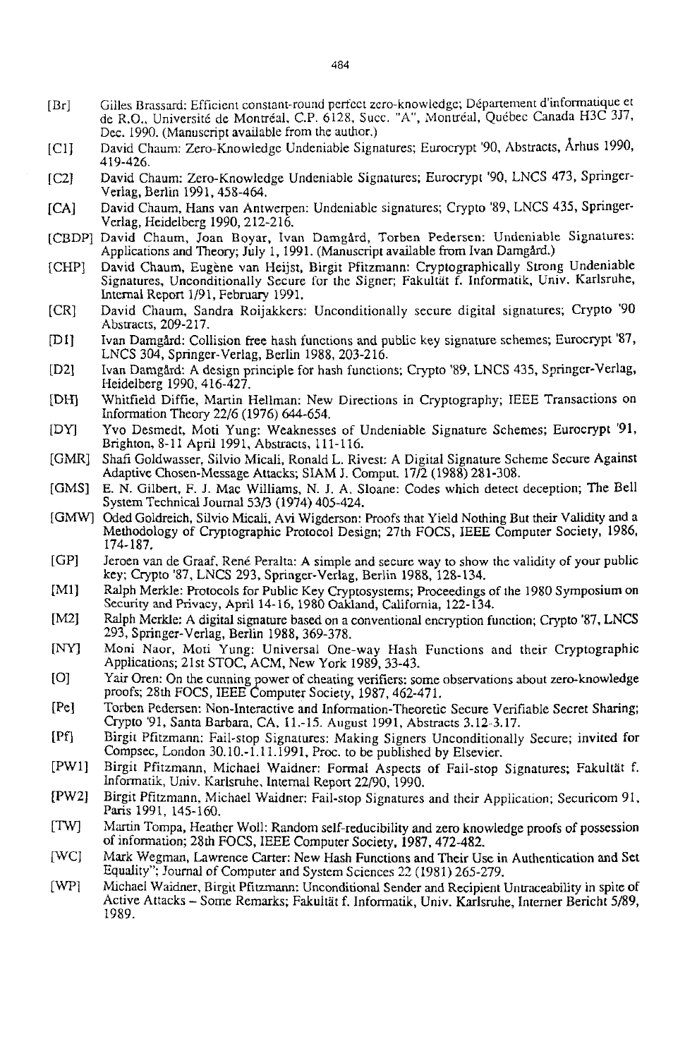[Br] Gilles Brassard: Efficient constant-round perfect zero-knowledge; Département d'informatique et de R.O., Université de Montréal, C.P. 6128, Succ. "A", Montréal, Québec Canada H3C 3J7, Dec. 1990. (Manuscript available from the author.)

[C1] David Chaum: Zero-Knowledge Undeniable Signatures; Eurocrypt '90, Abstracts, Århus 1990, 419-426.

[C2] David Chaum: Zero-Knowledge Undeniable Signatures; Eurocrypt '90, LNCS 473, Springer-Verlag, Berlin 1991, 458-464.

[CA] David Chaum, Hans van Antwerpen: Undeniable signatures; Crypto '89, LNCS 435, Springer-Verlag, Heidelberg 1990, 212-216.

[CBDP] David Chaum, Joan Boyar, Ivan Damgård, Torben Pedersen: Undeniable Signatures: Applications and Theory; July 1, 1991. (Manuscript available from Ivan Damgård.)

[CHP] David Chaum, Eugène van Heijst, Birgit Pfitzmann: Cryptographically Strong Undeniable Signatures, Unconditionally Secure for the Signer; Fakultät f. Informatik, Univ. Karlsruhe, Internal Report 1/91, February 1991.

[CR] David Chaum, Sandra Roijakkers: Unconditionally secure digital signatures; Crypto '90 Abstracts, 209-217.

[D1] Ivan Damgård: Collision free hash functions and public key signature schemes; Eurocrypt '87, LNCS 304, Springer-Verlag, Berlin 1988, 203-216.

[D2] Ivan Damgård: A design principle for hash functions; Crypto '89, LNCS 435, Springer-Verlag, Heidelberg 1990, 416-427.

[DH] Whitfield Diffie, Martin Hellman: New Directions in Cryptography; IEEE Transactions on Information Theory 22/6 (1976) 644-654.

[DY] Yvo Desmedt, Moti Yung: Weaknesses of Undeniable Signature Schemes; Eurocrypt '91, Brighton, 8-11 April 1991, Abstracts, 111-116.

[GMR] Shafi Goldwasser, Silvio Micali, Ronald L. Rivest: A Digital Signature Scheme Secure Against Adaptive Chosen-Message Attacks; SIAM J. Comput. 17/2 (1988) 281-308.

[GMS] E. N. Gilbert, F. J. Mac Williams, N. J. A. Sloane: Codes which detect deception; The Bell System Technical Journal 53/3 (1974) 405-424.

[GMW] Oded Goldreich, Silvio Micali, Avi Wigderson: Proofs that Yield Nothing But their Validity and a Methodology of Cryptographic Protocol Design; 27th FOCS, IEEE Computer Society, 1986, 174-187.

[GP] Jeroen van de Graaf, René Peralta: A simple and secure way to show the validity of your public key; Crypto '87, LNCS 293, Springer-Verlag, Berlin 1988, 128-134.

[M1] Ralph Merkle: Protocols for Public Key Cryptosystems; Proceedings of the 1980 Symposium on Security and Privacy, April 14-16, 1980 Oakland, California, 122-134.

[M2] Ralph Merkle: A digital signature based on a conventional encryption function; Crypto '87, LNCS 293, Springer-Verlag, Berlin 1988, 369-378.

[NY] Moni Naor, Moti Yung: Universal One-way Hash Functions and their Cryptographic Applications; 21st STOC, ACM, New York 1989, 33-43.

[O] Yair Oren: On the cunning power of cheating verifiers: some observations about zero-knowledge proofs; 28th FOCS, IEEE Computer Society, 1987, 462-471.

[Pe] Torben Pedersen: Non-Interactive and Information-Theoretic Secure Verifiable Secret Sharing; Crypto '91, Santa Barbara, CA, 11.-15. August 1991, Abstracts 3.12-3.17.

[Pf] Birgit Pfitzmann: Fail-stop Signatures: Making Signers Unconditionally Secure; invited for Compsec, London 30.10.-1.11.1991, Proc. to be published by Elsevier.

[PW1] Birgit Pfitzmann, Michael Waidner: Formal Aspects of Fail-stop Signatures; Fakultät f. Informatik, Univ. Karlsruhe, Internal Report 22/90, 1990.

[PW2] Birgit Pfitzmann, Michael Waidner: Fail-stop Signatures and their Application; Securicom 91, Paris 1991, 145-160.

[TW] Martin Tompa, Heather Woll: Random self-reducibility and zero knowledge proofs of possession of information; 28th FOCS, IEEE Computer Society, 1987, 472-482.

[WC] Mark Wegman, Lawrence Carter: New Hash Functions and Their Use in Authentication and Set Equality"; Journal of Computer and System Sciences 22 (1981) 265-279.

[WP] Michael Waidner, Birgit Pfitzmann: Unconditional Sender and Recipient Untraceability in spite of Active Attacks – Some Remarks; Fakultät f. Informatik, Univ. Karlsruhe, Interner Bericht 5/89, 1989.